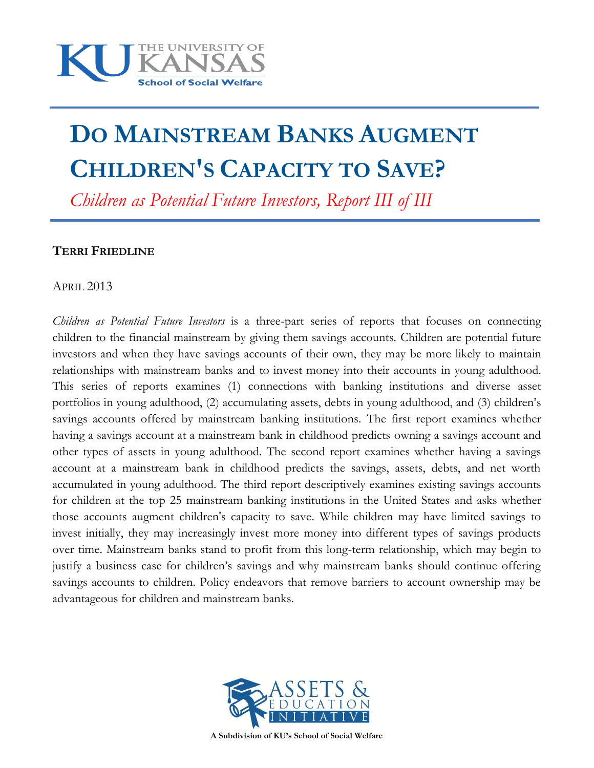THE UNIVERSITY OF KANSAS
School of Social Welfare

# Do Mainstream Banks Augment Children's Capacity to Save?

*Children as Potential Future Investors, Report III of III*

**Terri Friedline**

April 2013

*Children as Potential Future Investors* is a three-part series of reports that focuses on connecting children to the financial mainstream by giving them savings accounts. Children are potential future investors and when they have savings accounts of their own, they may be more likely to maintain relationships with mainstream banks and to invest money into their accounts in young adulthood. This series of reports examines (1) connections with banking institutions and diverse asset portfolios in young adulthood, (2) accumulating assets, debts in young adulthood, and (3) children's savings accounts offered by mainstream banking institutions. The first report examines whether having a savings account at a mainstream bank in childhood predicts owning a savings account and other types of assets in young adulthood. The second report examines whether having a savings account at a mainstream bank in childhood predicts the savings, assets, debts, and net worth accumulated in young adulthood. The third report descriptively examines existing savings accounts for children at the top 25 mainstream banking institutions in the United States and asks whether those accounts augment children's capacity to save. While children may have limited savings to invest initially, they may increasingly invest more money into different types of savings products over time. Mainstream banks stand to profit from this long-term relationship, which may begin to justify a business case for children's savings and why mainstream banks should continue offering savings accounts to children. Policy endeavors that remove barriers to account ownership may be advantageous for children and mainstream banks.

ASSETS & EDUCATION INITIATIVE

A Subdivision of KU's School of Social Welfare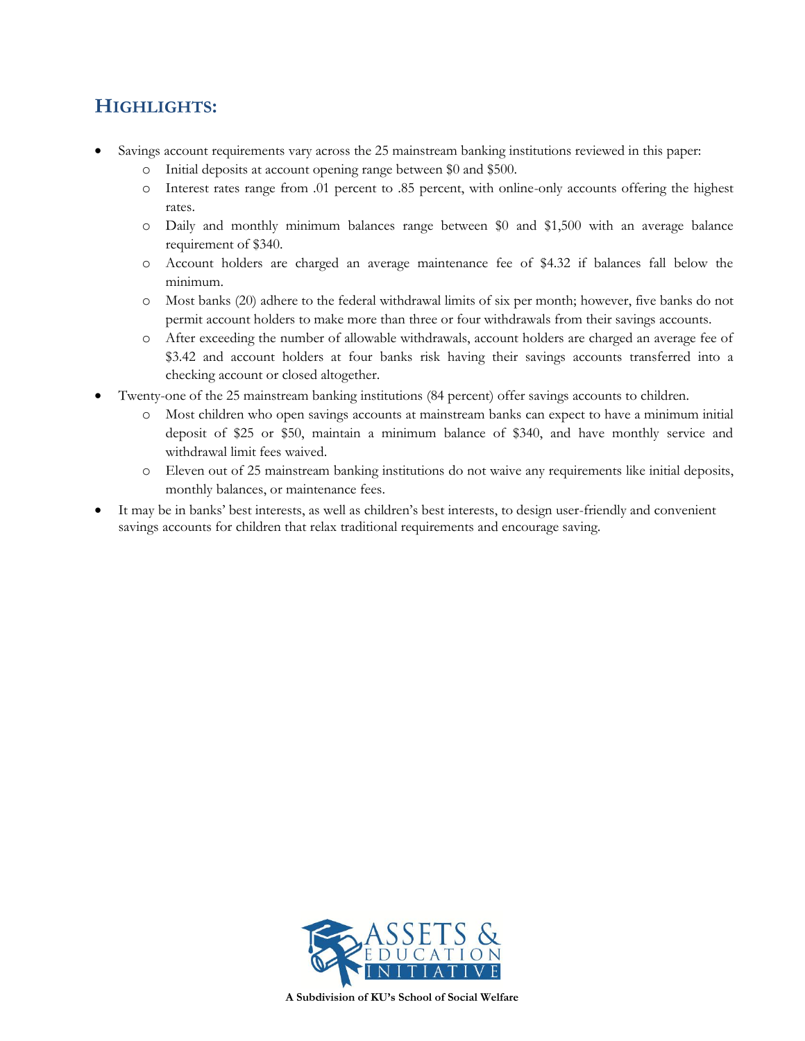## HIGHLIGHTS:

- Savings account requirements vary across the 25 mainstream banking institutions reviewed in this paper:
  - Initial deposits at account opening range between $0 and $500.
  - Interest rates range from .01 percent to .85 percent, with online-only accounts offering the highest rates.
  - Daily and monthly minimum balances range between $0 and $1,500 with an average balance requirement of $340.
  - Account holders are charged an average maintenance fee of $4.32 if balances fall below the minimum.
  - Most banks (20) adhere to the federal withdrawal limits of six per month; however, five banks do not permit account holders to make more than three or four withdrawals from their savings accounts.
  - After exceeding the number of allowable withdrawals, account holders are charged an average fee of $3.42 and account holders at four banks risk having their savings accounts transferred into a checking account or closed altogether.
- Twenty-one of the 25 mainstream banking institutions (84 percent) offer savings accounts to children.
  - Most children who open savings accounts at mainstream banks can expect to have a minimum initial deposit of $25 or $50, maintain a minimum balance of $340, and have monthly service and withdrawal limit fees waived.
  - Eleven out of 25 mainstream banking institutions do not waive any requirements like initial deposits, monthly balances, or maintenance fees.
- It may be in banks' best interests, as well as children's best interests, to design user-friendly and convenient savings accounts for children that relax traditional requirements and encourage saving.

ASSETS & EDUCATION INITIATIVE

**A Subdivision of KU's School of Social Welfare**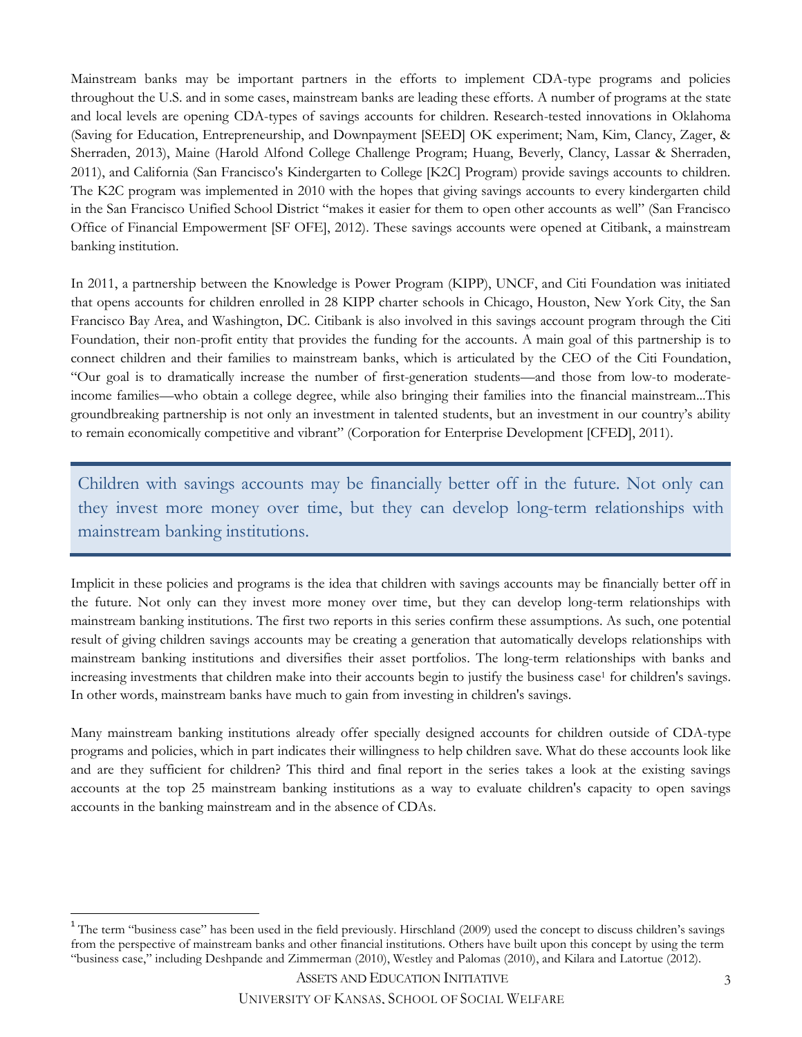Mainstream banks may be important partners in the efforts to implement CDA-type programs and policies throughout the U.S. and in some cases, mainstream banks are leading these efforts. A number of programs at the state and local levels are opening CDA-types of savings accounts for children. Research-tested innovations in Oklahoma (Saving for Education, Entrepreneurship, and Downpayment [SEED] OK experiment; Nam, Kim, Clancy, Zager, & Sherraden, 2013), Maine (Harold Alfond College Challenge Program; Huang, Beverly, Clancy, Lassar & Sherraden, 2011), and California (San Francisco's Kindergarten to College [K2C] Program) provide savings accounts to children. The K2C program was implemented in 2010 with the hopes that giving savings accounts to every kindergarten child in the San Francisco Unified School District "makes it easier for them to open other accounts as well" (San Francisco Office of Financial Empowerment [SF OFE], 2012). These savings accounts were opened at Citibank, a mainstream banking institution.

In 2011, a partnership between the Knowledge is Power Program (KIPP), UNCF, and Citi Foundation was initiated that opens accounts for children enrolled in 28 KIPP charter schools in Chicago, Houston, New York City, the San Francisco Bay Area, and Washington, DC. Citibank is also involved in this savings account program through the Citi Foundation, their non-profit entity that provides the funding for the accounts. A main goal of this partnership is to connect children and their families to mainstream banks, which is articulated by the CEO of the Citi Foundation, "Our goal is to dramatically increase the number of first-generation students—and those from low-to moderate-income families—who obtain a college degree, while also bringing their families into the financial mainstream...This groundbreaking partnership is not only an investment in talented students, but an investment in our country's ability to remain economically competitive and vibrant" (Corporation for Enterprise Development [CFED], 2011).

> Children with savings accounts may be financially better off in the future. Not only can they invest more money over time, but they can develop long-term relationships with mainstream banking institutions.

Implicit in these policies and programs is the idea that children with savings accounts may be financially better off in the future. Not only can they invest more money over time, but they can develop long-term relationships with mainstream banking institutions. The first two reports in this series confirm these assumptions. As such, one potential result of giving children savings accounts may be creating a generation that automatically develops relationships with mainstream banking institutions and diversifies their asset portfolios. The long-term relationships with banks and increasing investments that children make into their accounts begin to justify the business case[1] for children's savings. In other words, mainstream banks have much to gain from investing in children's savings.

Many mainstream banking institutions already offer specially designed accounts for children outside of CDA-type programs and policies, which in part indicates their willingness to help children save. What do these accounts look like and are they sufficient for children? This third and final report in the series takes a look at the existing savings accounts at the top 25 mainstream banking institutions as a way to evaluate children's capacity to open savings accounts in the banking mainstream and in the absence of CDAs.

---

[1] The term "business case" has been used in the field previously. Hirschland (2009) used the concept to discuss children's savings from the perspective of mainstream banks and other financial institutions. Others have built upon this concept by using the term "business case," including Deshpande and Zimmerman (2010), Westley and Palomas (2010), and Kilara and Latortue (2012).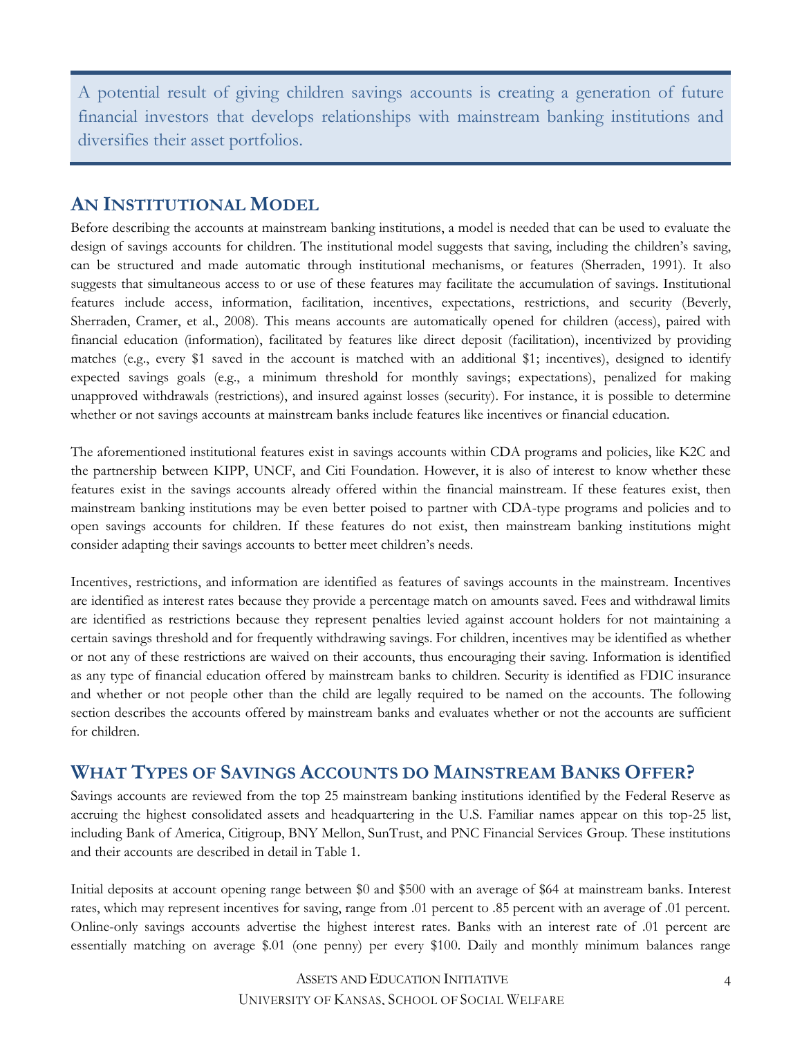> A potential result of giving children savings accounts is creating a generation of future financial investors that develops relationships with mainstream banking institutions and diversifies their asset portfolios.

## An Institutional Model

Before describing the accounts at mainstream banking institutions, a model is needed that can be used to evaluate the design of savings accounts for children. The institutional model suggests that saving, including the children's saving, can be structured and made automatic through institutional mechanisms, or features (Sherraden, 1991). It also suggests that simultaneous access to or use of these features may facilitate the accumulation of savings. Institutional features include access, information, facilitation, incentives, expectations, restrictions, and security (Beverly, Sherraden, Cramer, et al., 2008). This means accounts are automatically opened for children (access), paired with financial education (information), facilitated by features like direct deposit (facilitation), incentivized by providing matches (e.g., every $1 saved in the account is matched with an additional $1; incentives), designed to identify expected savings goals (e.g., a minimum threshold for monthly savings; expectations), penalized for making unapproved withdrawals (restrictions), and insured against losses (security). For instance, it is possible to determine whether or not savings accounts at mainstream banks include features like incentives or financial education.

The aforementioned institutional features exist in savings accounts within CDA programs and policies, like K2C and the partnership between KIPP, UNCF, and Citi Foundation. However, it is also of interest to know whether these features exist in the savings accounts already offered within the financial mainstream. If these features exist, then mainstream banking institutions may be even better poised to partner with CDA-type programs and policies and to open savings accounts for children. If these features do not exist, then mainstream banking institutions might consider adapting their savings accounts to better meet children's needs.

Incentives, restrictions, and information are identified as features of savings accounts in the mainstream. Incentives are identified as interest rates because they provide a percentage match on amounts saved. Fees and withdrawal limits are identified as restrictions because they represent penalties levied against account holders for not maintaining a certain savings threshold and for frequently withdrawing savings. For children, incentives may be identified as whether or not any of these restrictions are waived on their accounts, thus encouraging their saving. Information is identified as any type of financial education offered by mainstream banks to children. Security is identified as FDIC insurance and whether or not people other than the child are legally required to be named on the accounts. The following section describes the accounts offered by mainstream banks and evaluates whether or not the accounts are sufficient for children.

## What Types of Savings Accounts do Mainstream Banks Offer?

Savings accounts are reviewed from the top 25 mainstream banking institutions identified by the Federal Reserve as accruing the highest consolidated assets and headquartering in the U.S. Familiar names appear on this top-25 list, including Bank of America, Citigroup, BNY Mellon, SunTrust, and PNC Financial Services Group. These institutions and their accounts are described in detail in Table 1.

Initial deposits at account opening range between $0 and $500 with an average of $64 at mainstream banks. Interest rates, which may represent incentives for saving, range from .01 percent to .85 percent with an average of .01 percent. Online-only savings accounts advertise the highest interest rates. Banks with an interest rate of .01 percent are essentially matching on average $.01 (one penny) per every $100. Daily and monthly minimum balances range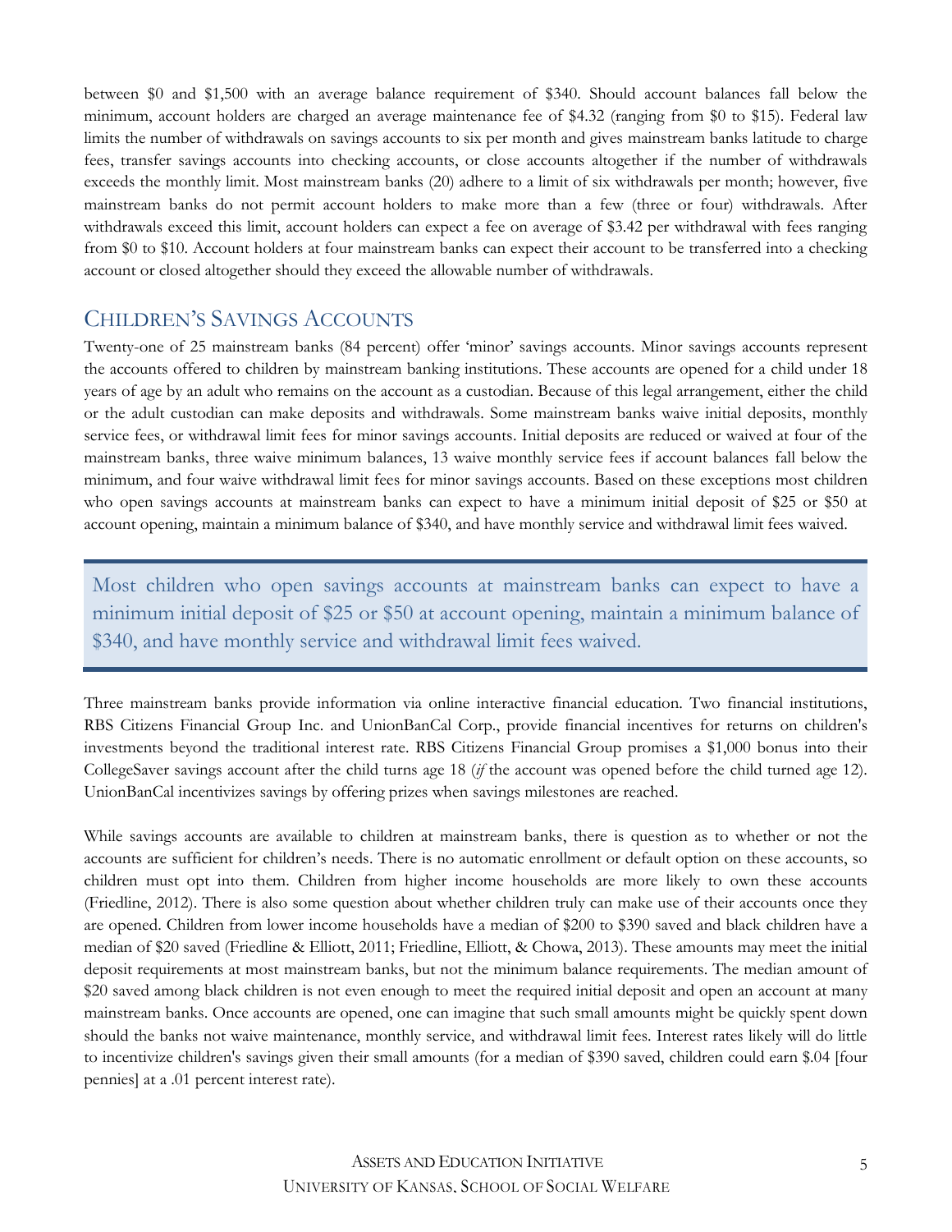between $0 and $1,500 with an average balance requirement of $340. Should account balances fall below the minimum, account holders are charged an average maintenance fee of $4.32 (ranging from $0 to $15). Federal law limits the number of withdrawals on savings accounts to six per month and gives mainstream banks latitude to charge fees, transfer savings accounts into checking accounts, or close accounts altogether if the number of withdrawals exceeds the monthly limit. Most mainstream banks (20) adhere to a limit of six withdrawals per month; however, five mainstream banks do not permit account holders to make more than a few (three or four) withdrawals. After withdrawals exceed this limit, account holders can expect a fee on average of $3.42 per withdrawal with fees ranging from $0 to $10. Account holders at four mainstream banks can expect their account to be transferred into a checking account or closed altogether should they exceed the allowable number of withdrawals.

## Children's Savings Accounts

Twenty-one of 25 mainstream banks (84 percent) offer 'minor' savings accounts. Minor savings accounts represent the accounts offered to children by mainstream banking institutions. These accounts are opened for a child under 18 years of age by an adult who remains on the account as a custodian. Because of this legal arrangement, either the child or the adult custodian can make deposits and withdrawals. Some mainstream banks waive initial deposits, monthly service fees, or withdrawal limit fees for minor savings accounts. Initial deposits are reduced or waived at four of the mainstream banks, three waive minimum balances, 13 waive monthly service fees if account balances fall below the minimum, and four waive withdrawal limit fees for minor savings accounts. Based on these exceptions most children who open savings accounts at mainstream banks can expect to have a minimum initial deposit of $25 or $50 at account opening, maintain a minimum balance of $340, and have monthly service and withdrawal limit fees waived.

> Most children who open savings accounts at mainstream banks can expect to have a minimum initial deposit of $25 or $50 at account opening, maintain a minimum balance of $340, and have monthly service and withdrawal limit fees waived.

Three mainstream banks provide information via online interactive financial education. Two financial institutions, RBS Citizens Financial Group Inc. and UnionBanCal Corp., provide financial incentives for returns on children's investments beyond the traditional interest rate. RBS Citizens Financial Group promises a $1,000 bonus into their CollegeSaver savings account after the child turns age 18 (*if* the account was opened before the child turned age 12). UnionBanCal incentivizes savings by offering prizes when savings milestones are reached.

While savings accounts are available to children at mainstream banks, there is question as to whether or not the accounts are sufficient for children's needs. There is no automatic enrollment or default option on these accounts, so children must opt into them. Children from higher income households are more likely to own these accounts (Friedline, 2012). There is also some question about whether children truly can make use of their accounts once they are opened. Children from lower income households have a median of $200 to $390 saved and black children have a median of $20 saved (Friedline & Elliott, 2011; Friedline, Elliott, & Chowa, 2013). These amounts may meet the initial deposit requirements at most mainstream banks, but not the minimum balance requirements. The median amount of $20 saved among black children is not even enough to meet the required initial deposit and open an account at many mainstream banks. Once accounts are opened, one can imagine that such small amounts might be quickly spent down should the banks not waive maintenance, monthly service, and withdrawal limit fees. Interest rates likely will do little to incentivize children's savings given their small amounts (for a median of $390 saved, children could earn $.04 [four pennies] at a .01 percent interest rate).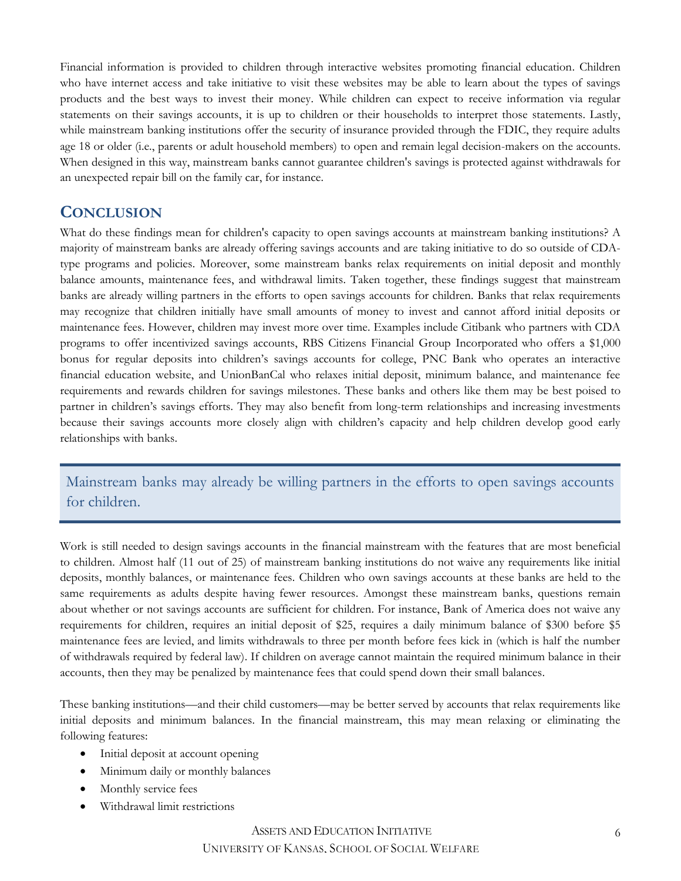Financial information is provided to children through interactive websites promoting financial education. Children who have internet access and take initiative to visit these websites may be able to learn about the types of savings products and the best ways to invest their money. While children can expect to receive information via regular statements on their savings accounts, it is up to children or their households to interpret those statements. Lastly, while mainstream banking institutions offer the security of insurance provided through the FDIC, they require adults age 18 or older (i.e., parents or adult household members) to open and remain legal decision-makers on the accounts. When designed in this way, mainstream banks cannot guarantee children's savings is protected against withdrawals for an unexpected repair bill on the family car, for instance.

## Conclusion

What do these findings mean for children's capacity to open savings accounts at mainstream banking institutions? A majority of mainstream banks are already offering savings accounts and are taking initiative to do so outside of CDA-type programs and policies. Moreover, some mainstream banks relax requirements on initial deposit and monthly balance amounts, maintenance fees, and withdrawal limits. Taken together, these findings suggest that mainstream banks are already willing partners in the efforts to open savings accounts for children. Banks that relax requirements may recognize that children initially have small amounts of money to invest and cannot afford initial deposits or maintenance fees. However, children may invest more over time. Examples include Citibank who partners with CDA programs to offer incentivized savings accounts, RBS Citizens Financial Group Incorporated who offers a $1,000 bonus for regular deposits into children's savings accounts for college, PNC Bank who operates an interactive financial education website, and UnionBanCal who relaxes initial deposit, minimum balance, and maintenance fee requirements and rewards children for savings milestones. These banks and others like them may be best poised to partner in children's savings efforts. They may also benefit from long-term relationships and increasing investments because their savings accounts more closely align with children's capacity and help children develop good early relationships with banks.

> Mainstream banks may already be willing partners in the efforts to open savings accounts for children.

Work is still needed to design savings accounts in the financial mainstream with the features that are most beneficial to children. Almost half (11 out of 25) of mainstream banking institutions do not waive any requirements like initial deposits, monthly balances, or maintenance fees. Children who own savings accounts at these banks are held to the same requirements as adults despite having fewer resources. Amongst these mainstream banks, questions remain about whether or not savings accounts are sufficient for children. For instance, Bank of America does not waive any requirements for children, requires an initial deposit of $25, requires a daily minimum balance of $300 before $5 maintenance fees are levied, and limits withdrawals to three per month before fees kick in (which is half the number of withdrawals required by federal law). If children on average cannot maintain the required minimum balance in their accounts, then they may be penalized by maintenance fees that could spend down their small balances.

These banking institutions—and their child customers—may be better served by accounts that relax requirements like initial deposits and minimum balances. In the financial mainstream, this may mean relaxing or eliminating the following features:

- Initial deposit at account opening
- Minimum daily or monthly balances
- Monthly service fees
- Withdrawal limit restrictions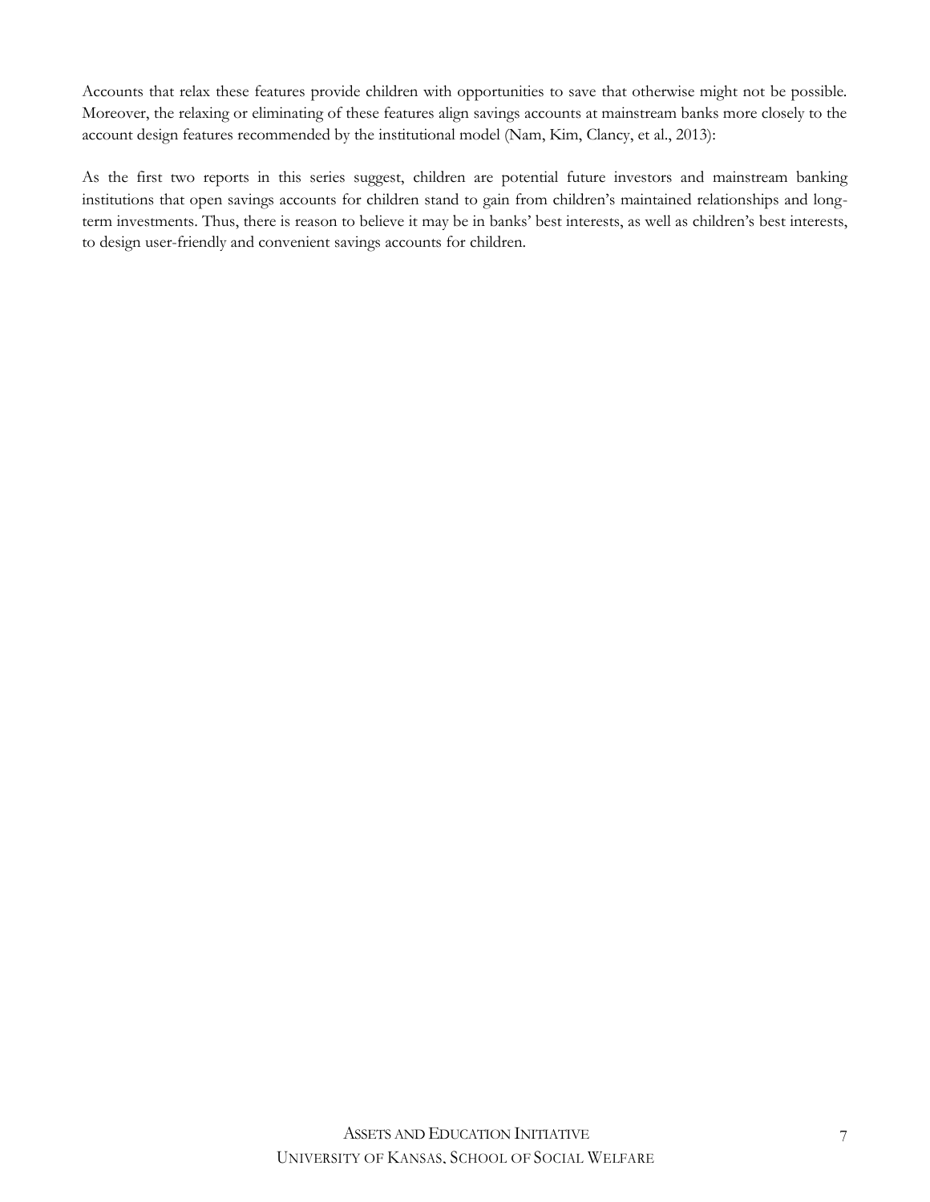Accounts that relax these features provide children with opportunities to save that otherwise might not be possible. Moreover, the relaxing or eliminating of these features align savings accounts at mainstream banks more closely to the account design features recommended by the institutional model (Nam, Kim, Clancy, et al., 2013):

As the first two reports in this series suggest, children are potential future investors and mainstream banking institutions that open savings accounts for children stand to gain from children's maintained relationships and long-term investments. Thus, there is reason to believe it may be in banks' best interests, as well as children's best interests, to design user-friendly and convenient savings accounts for children.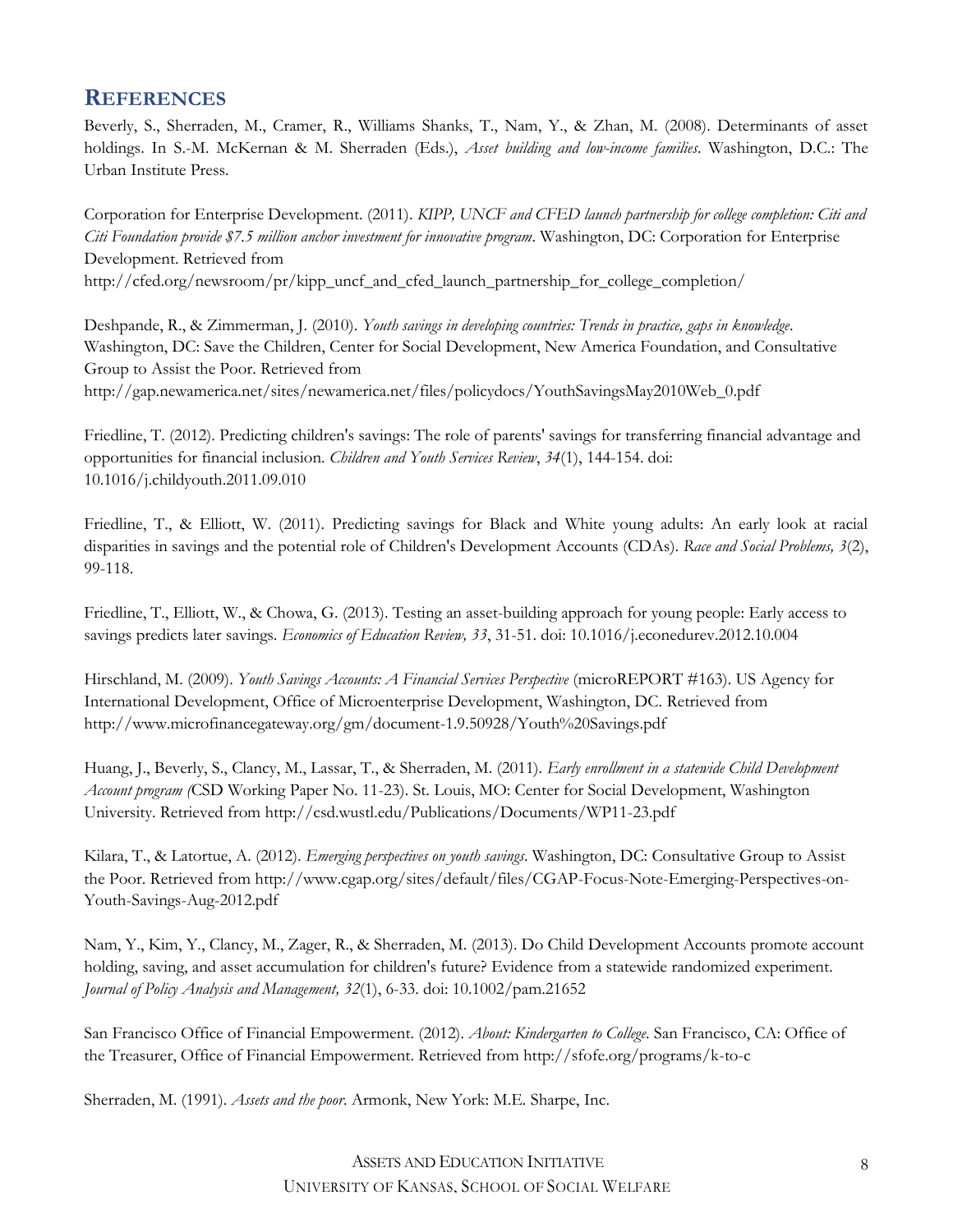## REFERENCES

Beverly, S., Sherraden, M., Cramer, R., Williams Shanks, T., Nam, Y., & Zhan, M. (2008). Determinants of asset holdings. In S.-M. McKernan & M. Sherraden (Eds.), *Asset building and low-income families*. Washington, D.C.: The Urban Institute Press.

Corporation for Enterprise Development. (2011). *KIPP, UNCF and CFED launch partnership for college completion: Citi and Citi Foundation provide $7.5 million anchor investment for innovative program*. Washington, DC: Corporation for Enterprise Development. Retrieved from http://cfed.org/newsroom/pr/kipp_uncf_and_cfed_launch_partnership_for_college_completion/

Deshpande, R., & Zimmerman, J. (2010). *Youth savings in developing countries: Trends in practice, gaps in knowledge*. Washington, DC: Save the Children, Center for Social Development, New America Foundation, and Consultative Group to Assist the Poor. Retrieved from http://gap.newamerica.net/sites/newamerica.net/files/policydocs/YouthSavingsMay2010Web_0.pdf

Friedline, T. (2012). Predicting children's savings: The role of parents' savings for transferring financial advantage and opportunities for financial inclusion. *Children and Youth Services Review*, *34*(1), 144-154. doi: 10.1016/j.childyouth.2011.09.010

Friedline, T., & Elliott, W. (2011). Predicting savings for Black and White young adults: An early look at racial disparities in savings and the potential role of Children's Development Accounts (CDAs). *Race and Social Problems, 3*(2), 99-118.

Friedline, T., Elliott, W., & Chowa, G. (2013). Testing an asset-building approach for young people: Early access to savings predicts later savings. *Economics of Education Review, 33*, 31-51. doi: 10.1016/j.econedurev.2012.10.004

Hirschland, M. (2009). *Youth Savings Accounts: A Financial Services Perspective* (microREPORT #163). US Agency for International Development, Office of Microenterprise Development, Washington, DC. Retrieved from http://www.microfinancegateway.org/gm/document-1.9.50928/Youth%20Savings.pdf

Huang, J., Beverly, S., Clancy, M., Lassar, T., & Sherraden, M. (2011). *Early enrollment in a statewide Child Development Account program (*CSD Working Paper No. 11-23). St. Louis, MO: Center for Social Development, Washington University. Retrieved from http://csd.wustl.edu/Publications/Documents/WP11-23.pdf

Kilara, T., & Latortue, A. (2012). *Emerging perspectives on youth savings*. Washington, DC: Consultative Group to Assist the Poor. Retrieved from http://www.cgap.org/sites/default/files/CGAP-Focus-Note-Emerging-Perspectives-on-Youth-Savings-Aug-2012.pdf

Nam, Y., Kim, Y., Clancy, M., Zager, R., & Sherraden, M. (2013). Do Child Development Accounts promote account holding, saving, and asset accumulation for children's future? Evidence from a statewide randomized experiment. *Journal of Policy Analysis and Management, 32*(1), 6-33. doi: 10.1002/pam.21652

San Francisco Office of Financial Empowerment. (2012). *About: Kindergarten to College*. San Francisco, CA: Office of the Treasurer, Office of Financial Empowerment. Retrieved from http://sfofe.org/programs/k-to-c

Sherraden, M. (1991). *Assets and the poor*. Armonk, New York: M.E. Sharpe, Inc.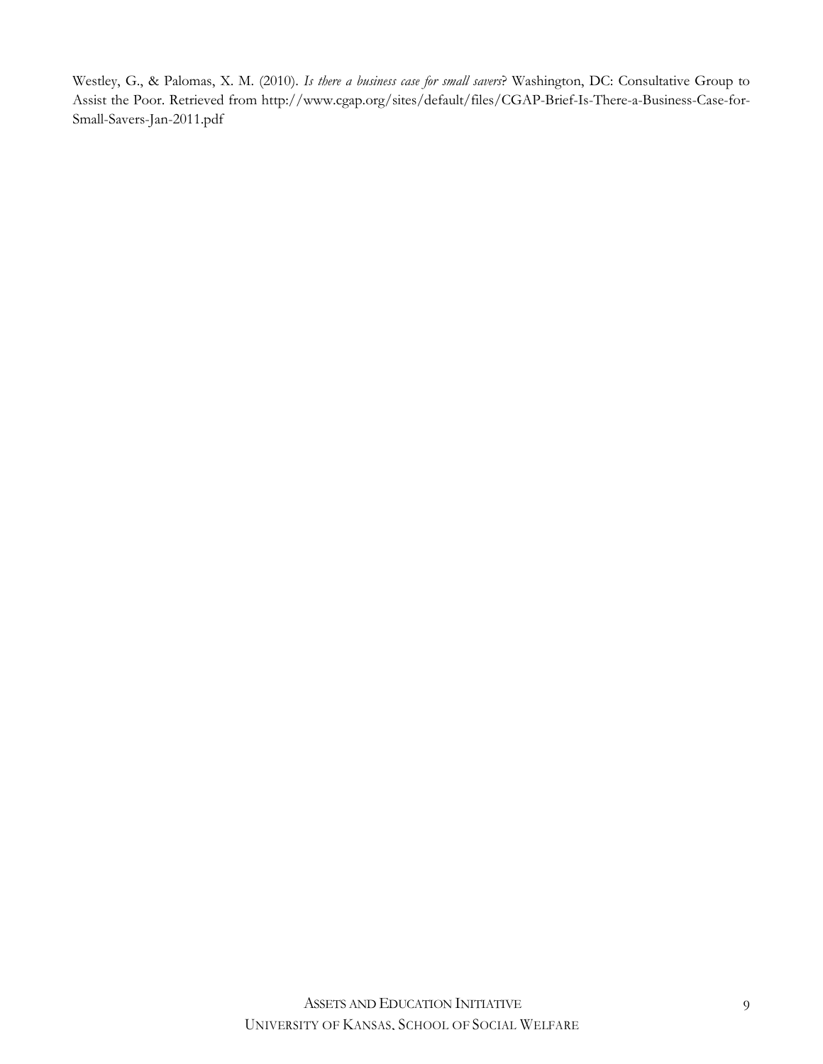Westley, G., & Palomas, X. M. (2010). *Is there a business case for small savers*? Washington, DC: Consultative Group to Assist the Poor. Retrieved from http://www.cgap.org/sites/default/files/CGAP-Brief-Is-There-a-Business-Case-for-Small-Savers-Jan-2011.pdf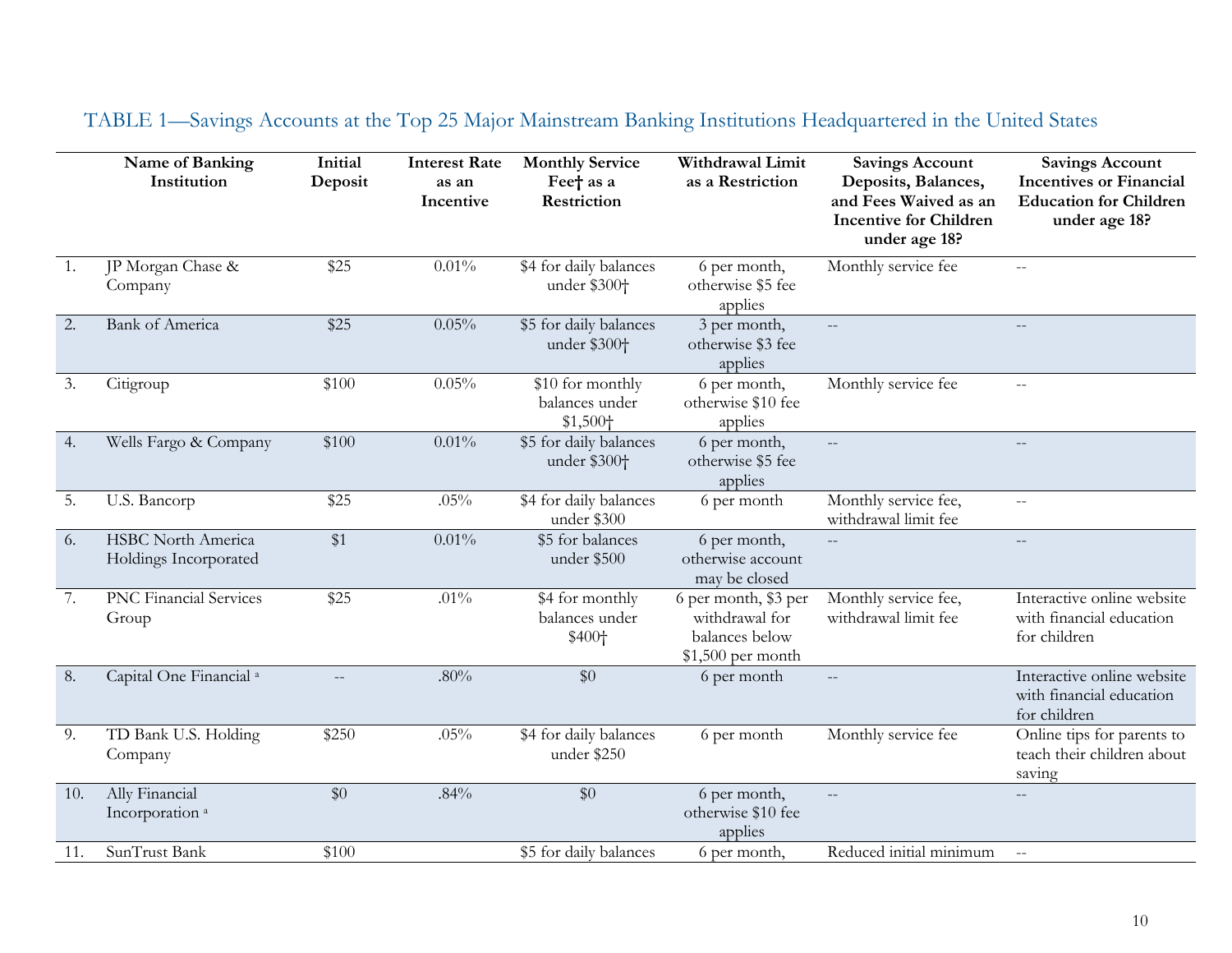TABLE 1—Savings Accounts at the Top 25 Major Mainstream Banking Institutions Headquartered in the United States

| | Name of Banking Institution | Initial Deposit | Interest Rate as an Incentive | Monthly Service Fee† as a Restriction | Withdrawal Limit as a Restriction | Savings Account Deposits, Balances, and Fees Waived as an Incentive for Children under age 18? | Savings Account Incentives or Financial Education for Children under age 18? |
|---|---|---|---|---|---|---|---|
| 1. | JP Morgan Chase & Company | $25 | 0.01% | $4 for daily balances under $300† | 6 per month, otherwise $5 fee applies | Monthly service fee | -- |
| 2. | Bank of America | $25 | 0.05% | $5 for daily balances under $300† | 3 per month, otherwise $3 fee applies | -- | -- |
| 3. | Citigroup | $100 | 0.05% | $10 for monthly balances under $1,500† | 6 per month, otherwise $10 fee applies | Monthly service fee | -- |
| 4. | Wells Fargo & Company | $100 | 0.01% | $5 for daily balances under $300† | 6 per month, otherwise $5 fee applies | -- | -- |
| 5. | U.S. Bancorp | $25 | .05% | $4 for daily balances under $300 | 6 per month | Monthly service fee, withdrawal limit fee | -- |
| 6. | HSBC North America Holdings Incorporated | $1 | 0.01% | $5 for balances under $500 | 6 per month, otherwise account may be closed | -- | -- |
| 7. | PNC Financial Services Group | $25 | .01% | $4 for monthly balances under $400† | 6 per month, $3 per withdrawal for balances below $1,500 per month | Monthly service fee, withdrawal limit fee | Interactive online website with financial education for children |
| 8. | Capital One Financial [a] | -- | .80% | $0 | 6 per month | -- | Interactive online website with financial education for children |
| 9. | TD Bank U.S. Holding Company | $250 | .05% | $4 for daily balances under $250 | 6 per month | Monthly service fee | Online tips for parents to teach their children about saving |
| 10. | Ally Financial Incorporation [a] | $0 | .84% | $0 | 6 per month, otherwise $10 fee applies | -- | -- |
| 11. | SunTrust Bank | $100 | | $5 for daily balances | 6 per month, | Reduced initial minimum | -- |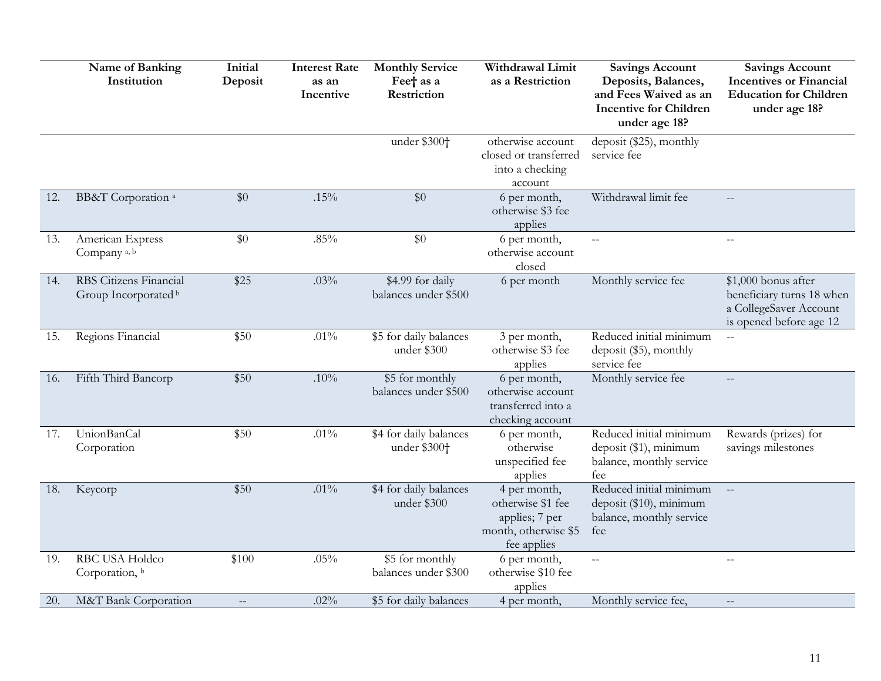| | Name of Banking Institution | Initial Deposit | Interest Rate as an Incentive | Monthly Service Fee† as a Restriction | Withdrawal Limit as a Restriction | Savings Account Deposits, Balances, and Fees Waived as an Incentive for Children under age 18? | Savings Account Incentives or Financial Education for Children under age 18? |
|---|---|---|---|---|---|---|---|
| | | | | under $300† | otherwise account closed or transferred into a checking account | deposit ($25), monthly service fee | |
| 12. | BB&T Corporation [a] | $0 | .15% | $0 | 6 per month, otherwise $3 fee applies | Withdrawal limit fee | -- |
| 13. | American Express Company [a, b] | $0 | .85% | $0 | 6 per month, otherwise account closed | -- | -- |
| 14. | RBS Citizens Financial Group Incorporated [b] | $25 | .03% | $4.99 for daily balances under $500 | 6 per month | Monthly service fee | $1,000 bonus after beneficiary turns 18 when a CollegeSaver Account is opened before age 12 |
| 15. | Regions Financial | $50 | .01% | $5 for daily balances under $300 | 3 per month, otherwise $3 fee applies | Reduced initial minimum deposit ($5), monthly service fee | -- |
| 16. | Fifth Third Bancorp | $50 | .10% | $5 for monthly balances under $500 | 6 per month, otherwise account transferred into a checking account | Monthly service fee | -- |
| 17. | UnionBanCal Corporation | $50 | .01% | $4 for daily balances under $300† | 6 per month, otherwise unspecified fee applies | Reduced initial minimum deposit ($1), minimum balance, monthly service fee | Rewards (prizes) for savings milestones |
| 18. | Keycorp | $50 | .01% | $4 for daily balances under $300 | 4 per month, otherwise $1 fee applies; 7 per month, otherwise $5 fee applies | Reduced initial minimum deposit ($10), minimum balance, monthly service fee | -- |
| 19. | RBC USA Holdco Corporation, [b] | $100 | .05% | $5 for monthly balances under $300 | 6 per month, otherwise $10 fee applies | -- | -- |
| 20. | M&T Bank Corporation | -- | .02% | $5 for daily balances | 4 per month, | Monthly service fee, | -- |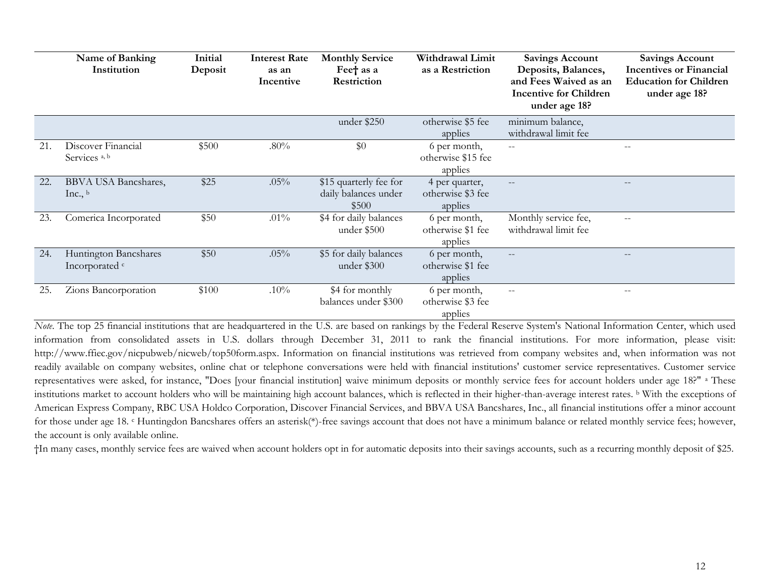| | Name of Banking Institution | Initial Deposit | Interest Rate as an Incentive | Monthly Service Fee† as a Restriction | Withdrawal Limit as a Restriction | Savings Account Deposits, Balances, and Fees Waived as an Incentive for Children under age 18? | Savings Account Incentives or Financial Education for Children under age 18? |
|---|---|---|---|---|---|---|---|
| | | | | under $250 | otherwise $5 fee applies | minimum balance, withdrawal limit fee | |
| 21. | Discover Financial Services [a, b] | $500 | .80% | $0 | 6 per month, otherwise $15 fee applies | -- | -- |
| 22. | BBVA USA Bancshares, Inc., [b] | $25 | .05% | $15 quarterly fee for daily balances under $500 | 4 per quarter, otherwise $3 fee applies | -- | -- |
| 23. | Comerica Incorporated | $50 | .01% | $4 for daily balances under $500 | 6 per month, otherwise $1 fee applies | Monthly service fee, withdrawal limit fee | -- |
| 24. | Huntington Bancshares Incorporated [c] | $50 | .05% | $5 for daily balances under $300 | 6 per month, otherwise $1 fee applies | -- | -- |
| 25. | Zions Bancorporation | $100 | .10% | $4 for monthly balances under $300 | 6 per month, otherwise $3 fee applies | -- | -- |

*Note*. The top 25 financial institutions that are headquartered in the U.S. are based on rankings by the Federal Reserve System's National Information Center, which used information from consolidated assets in U.S. dollars through December 31, 2011 to rank the financial institutions. For more information, please visit: http://www.ffiec.gov/nicpubweb/nicweb/top50form.aspx. Information on financial institutions was retrieved from company websites and, when information was not readily available on company websites, online chat or telephone conversations were held with financial institutions' customer service representatives. Customer service representatives were asked, for instance, "Does [your financial institution] waive minimum deposits or monthly service fees for account holders under age 18?" [a] These institutions market to account holders who will be maintaining high account balances, which is reflected in their higher-than-average interest rates. [b] With the exceptions of American Express Company, RBC USA Holdco Corporation, Discover Financial Services, and BBVA USA Bancshares, Inc., all financial institutions offer a minor account for those under age 18. [c] Huntingdon Bancshares offers an asterisk(*)-free savings account that does not have a minimum balance or related monthly service fees; however, the account is only available online.

†In many cases, monthly service fees are waived when account holders opt in for automatic deposits into their savings accounts, such as a recurring monthly deposit of $25.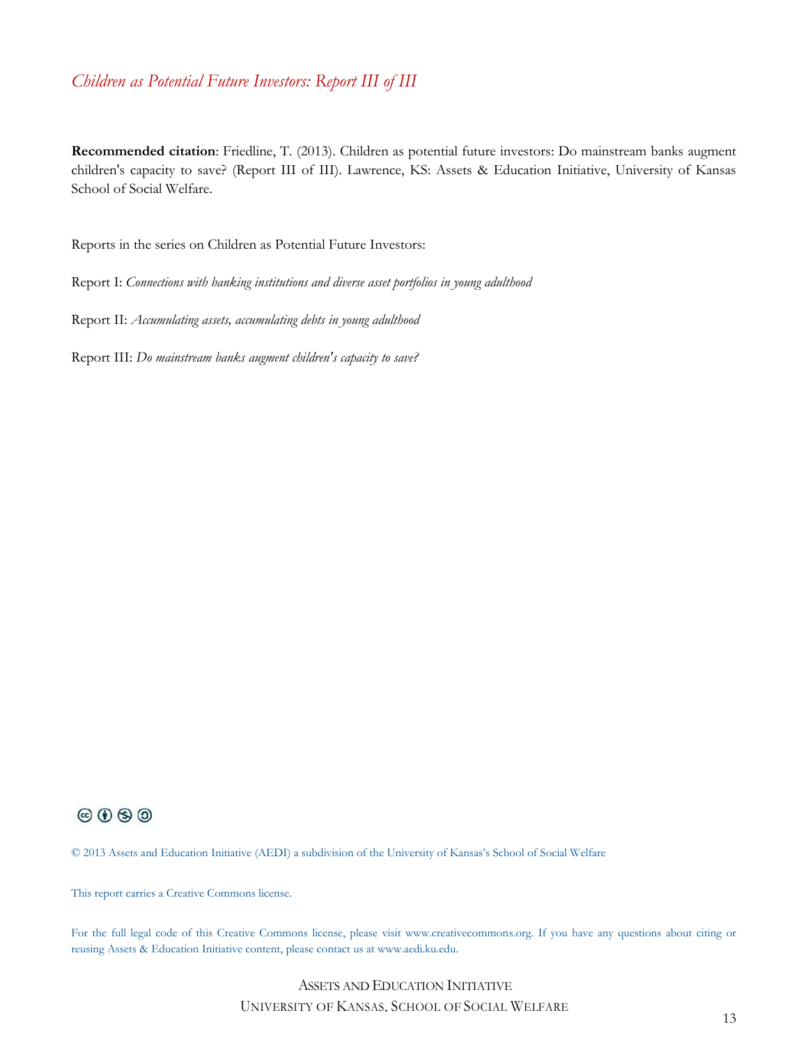*Children as Potential Future Investors: Report III of III*

**Recommended citation**: Friedline, T. (2013). Children as potential future investors: Do mainstream banks augment children's capacity to save? (Report III of III). Lawrence, KS: Assets & Education Initiative, University of Kansas School of Social Welfare.

Reports in the series on Children as Potential Future Investors:

Report I: *Connections with banking institutions and diverse asset portfolios in young adulthood*

Report II: *Accumulating assets, accumulating debts in young adulthood*

Report III: *Do mainstream banks augment children's capacity to save?*

© 2013 Assets and Education Initiative (AEDI) a subdivision of the University of Kansas's School of Social Welfare

This report carries a Creative Commons license.

For the full legal code of this Creative Commons license, please visit www.creativecommons.org. If you have any questions about citing or reusing Assets & Education Initiative content, please contact us at www.aedi.ku.edu.

ASSETS AND EDUCATION INITIATIVE
UNIVERSITY OF KANSAS, SCHOOL OF SOCIAL WELFARE